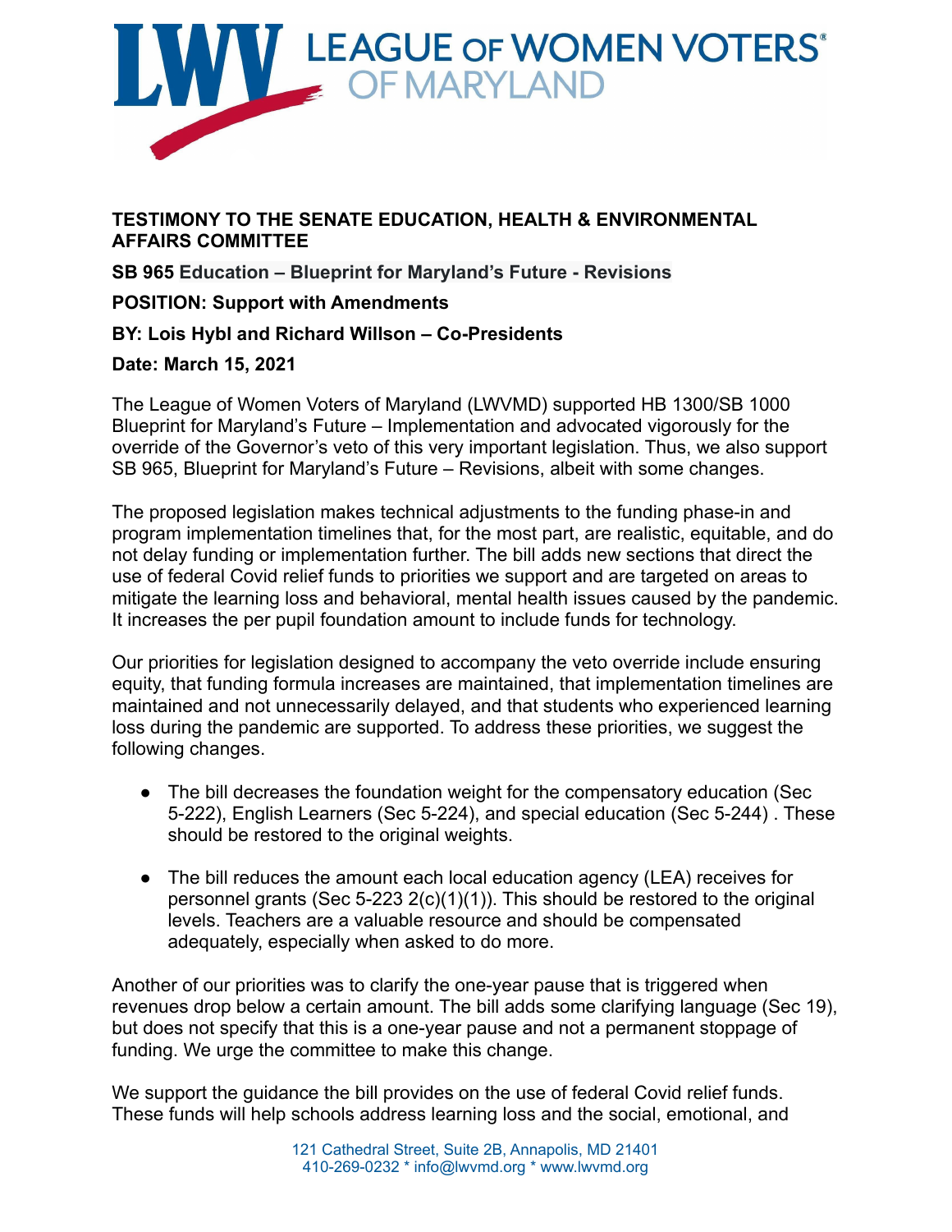LEAGUE OF WOMEN VOTERS® OF MARYLAND

**TESTIMONY TO THE SENATE EDUCATION, HEALTH & ENVIRONMENTAL AFFAIRS COMMITTEE**

**SB 965 Education – Blueprint for Maryland's Future - Revisions**

**POSITION: Support with Amendments**

**BY: Lois Hybl and Richard Willson – Co-Presidents**

**Date: March 15, 2021**

The League of Women Voters of Maryland (LWVMD) supported HB 1300/SB 1000 Blueprint for Maryland's Future – Implementation and advocated vigorously for the override of the Governor's veto of this very important legislation. Thus, we also support SB 965, Blueprint for Maryland's Future – Revisions, albeit with some changes.

The proposed legislation makes technical adjustments to the funding phase-in and program implementation timelines that, for the most part, are realistic, equitable, and do not delay funding or implementation further. The bill adds new sections that direct the use of federal Covid relief funds to priorities we support and are targeted on areas to mitigate the learning loss and behavioral, mental health issues caused by the pandemic. It increases the per pupil foundation amount to include funds for technology.

Our priorities for legislation designed to accompany the veto override include ensuring equity, that funding formula increases are maintained, that implementation timelines are maintained and not unnecessarily delayed, and that students who experienced learning loss during the pandemic are supported. To address these priorities, we suggest the following changes.

- The bill decreases the foundation weight for the compensatory education (Sec 5-222), English Learners (Sec 5-224), and special education (Sec 5-244) . These should be restored to the original weights.
- The bill reduces the amount each local education agency (LEA) receives for personnel grants (Sec 5-223 2(c)(1)(1)). This should be restored to the original levels. Teachers are a valuable resource and should be compensated adequately, especially when asked to do more.

Another of our priorities was to clarify the one-year pause that is triggered when revenues drop below a certain amount. The bill adds some clarifying language (Sec 19), but does not specify that this is a one-year pause and not a permanent stoppage of funding. We urge the committee to make this change.

We support the guidance the bill provides on the use of federal Covid relief funds. These funds will help schools address learning loss and the social, emotional, and

121 Cathedral Street, Suite 2B, Annapolis, MD 21401
410-269-0232 * info@lwvmd.org * www.lwvmd.org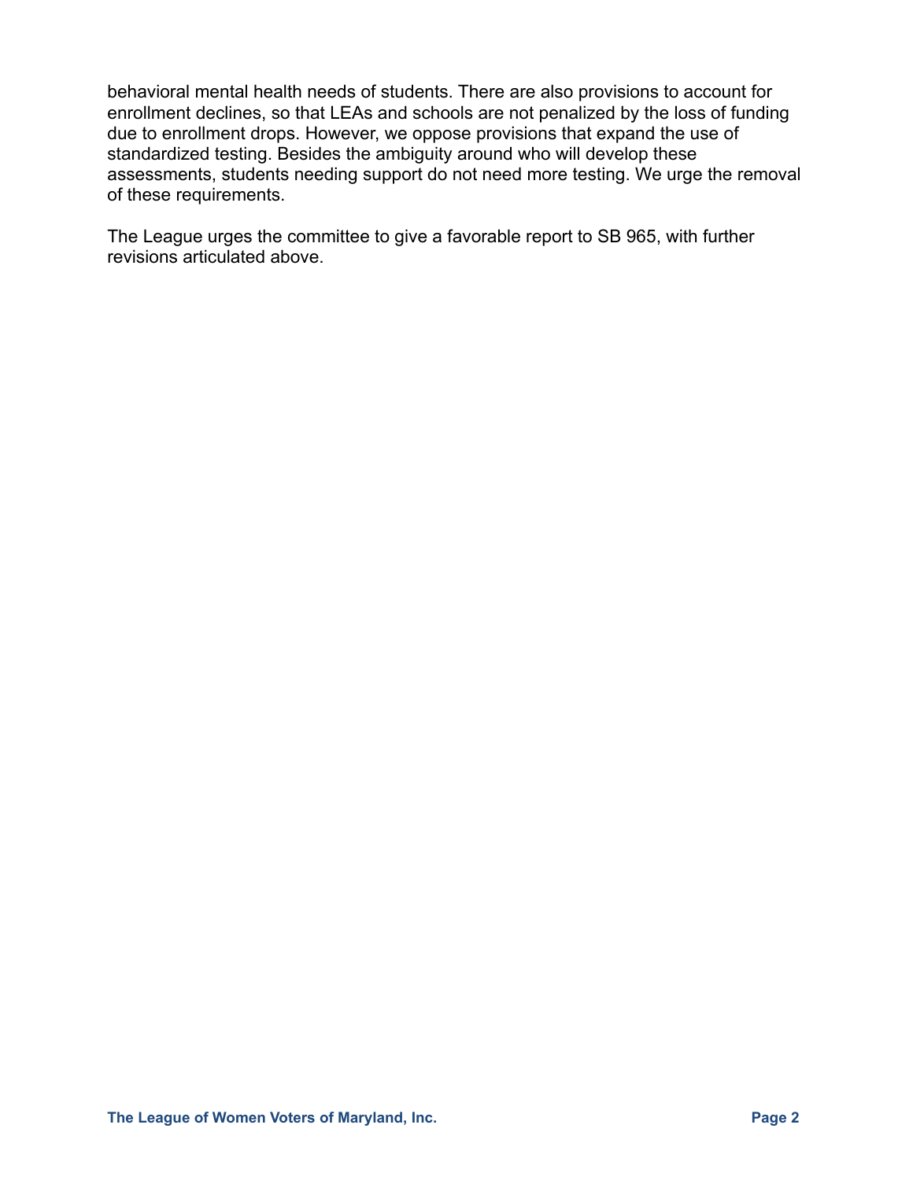behavioral mental health needs of students. There are also provisions to account for enrollment declines, so that LEAs and schools are not penalized by the loss of funding due to enrollment drops. However, we oppose provisions that expand the use of standardized testing. Besides the ambiguity around who will develop these assessments, students needing support do not need more testing. We urge the removal of these requirements.

The League urges the committee to give a favorable report to SB 965, with further revisions articulated above.